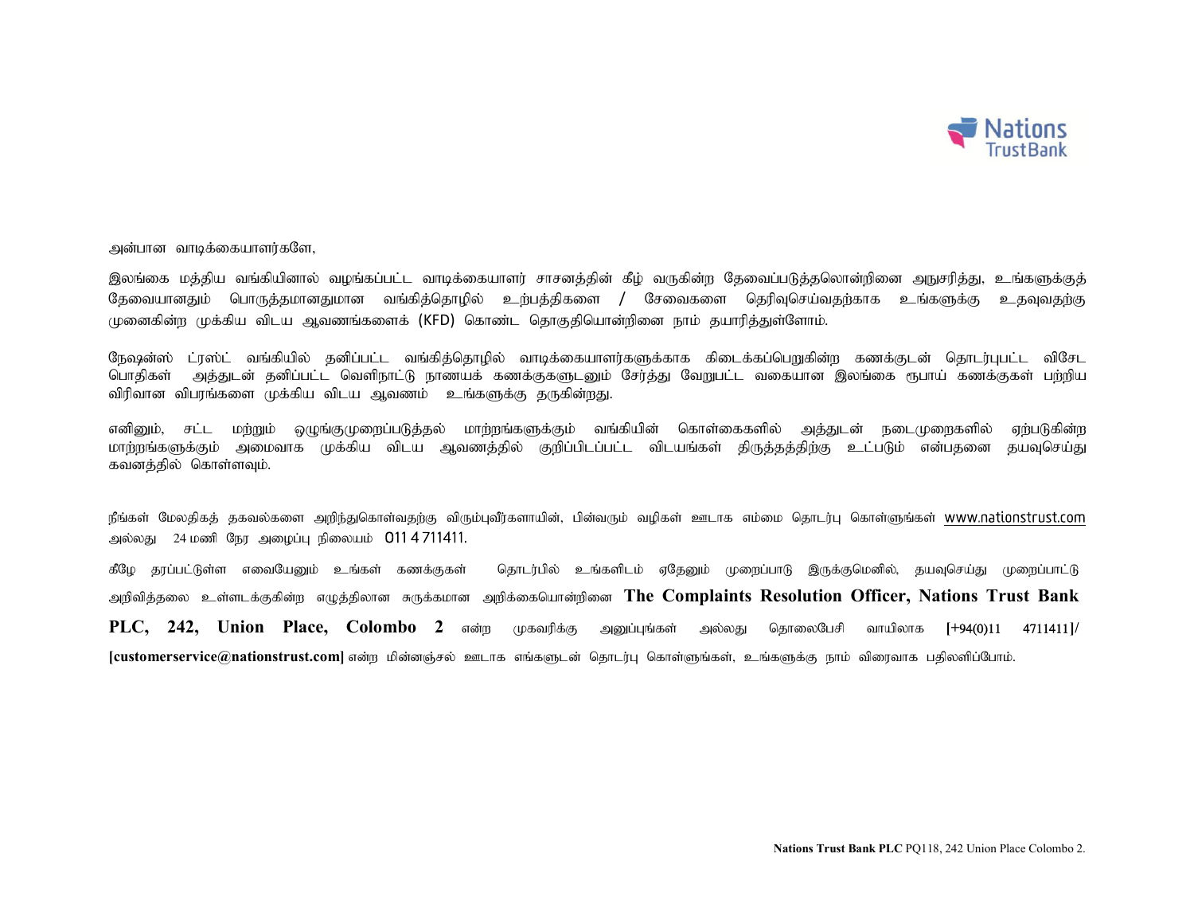அன்பான வாடிக்கையாளர்களே,

இலங்கை மத்திய வங்கியினால் வழங்கப்பட்ட வாடிக்கையாளர் சாசனத்தின் கீழ் வருகின்ற தேவைப்படுத்தலொன்றினை அநுசரித்து, உங்களுக்குத் தேவையானதும் பொருத்தமானதுமான வங்கித்தொழில் உற்பத்திகளை / சேவைகளை தெரிவுசெய்வதற்காக உங்களுக்கு உதவுவதற்கு முனைகின்ற முக்கிய விடய ஆவணங்களைக் (KFD) கொண்ட தொகுதியொன்றினை நாம் தயாரித்துள்ளோம்.

நேஷன்ஸ் ட்ரஸ்ட் வங்கியில் தனிப்பட்ட வங்கித்தொழில் வாடிக்கையாளர்களுக்காக கிடைக்கப்பெறுகின்ற கணக்குடன் தொடர்புபட்ட விசேட பொதிகள் அத்துடன் தனிப்பட்ட வெளிநாட்டு நாணயக் கணக்குகளுடனும் சேர்த்து வேறுபட்ட வகையான இலங்கை ரூபாய் கணக்குகள் பற்றிய விரிவான விபரங்களை முக்கிய விடய ஆவணம் உங்களுக்கு தருகின்றது.

எனினும், சட்ட மற்றும் ஒழுங்குமுறைப்படுத்தல் மாற்றங்களுக்கும் வங்கியின் கொள்கைகளில் அத்துடன் நடைமுறைகளில் ஏற்படுகின்ற மாற்றங்களுக்கும் அமைவாக முக்கிய விடய ஆவணத்தில் குறிப்பிடப்பட்ட விடயங்கள் திருத்தத்திற்கு உட்படும் என்பதனை தயவுசெய்து கவனத்தில் கொள்ளவும்.

நீங்கள் மேலதிகத் தகவல்களை அறிந்துகொள்வதற்கு விரும்புவீர்களாயின், பின்வரும் வழிகள் ஊடாக எம்மை தொடர்பு கொள்ளுங்கள் www.nationstrust.com அல்லது 24 மணி நேர அழைப்பு நிலையம் 011 4 711411.

கீழே தரப்பட்டுள்ள எவையேனும் உங்கள் கணக்குகள் தொடர்பில் உங்களிடம் ஏதேனும் முறைப்பாடு இருக்குமெனில், தயவுசெய்து முறைப்பாட்டு அறிவித்தலை உள்ளடக்குகின்ற எழுத்திலான சுருக்கமான அறிக்கையொன்றினை **The Complaints Resolution Officer, Nations Trust Bank PLC, 242, Union Place, Colombo 2** என்ற முகவரிக்கு அனுப்புங்கள் அல்லது தொலைபேசி வாயிலாக [+94(0)11 4711411]/ **[customerservice@nationstrust.com]** என்ற மின்னஞ்சல் ஊடாக எங்களுடன் தொடர்பு கொள்ளுங்கள், உங்களுக்கு நாம் விரைவாக பதிலளிப்போம்.

**Nations Trust Bank PLC** PQ118, 242 Union Place Colombo 2.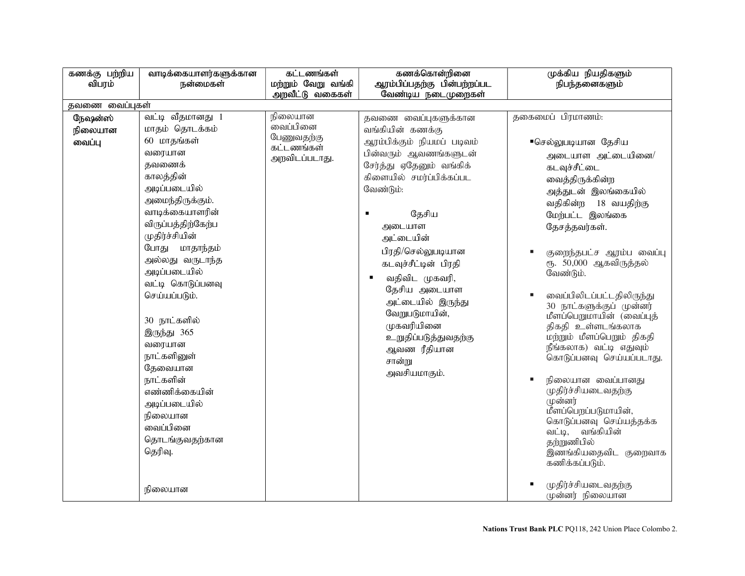| கணக்கு பற்றிய விபரம் | வாடிக்கையாளர்களுக்கான நன்மைகள் | கட்டணங்கள் மற்றும் வேறு வங்கி அறவீட்டு வகைகள் | கணக்கொன்றினை ஆரம்பிப்பதற்கு பின்பற்றப்பட வேண்டிய நடைமுறைகள் | முக்கிய நியதிகளும் நிபந்தனைகளும் |
|---|---|---|---|---|
| தவணை வைப்புகள் | | | | |
| நேஷன்ஸ் நிலையான வைப்பு | வட்டி வீதமானது 1 மாதம் தொடக்கம் 60 மாதங்கள் வரையான தவணைக் காலத்தின் அடிப்படையில் அமைந்திருக்கும். வாடிக்கையாளரின் விருப்பத்திற்கேற்ப முதிர்ச்சியின் போது மாதாந்தம் அல்லது வருடாந்த அடிப்படையில் வட்டி கொடுப்பனவு செய்யப்படும்.<br><br>30 நாட்களில் இருந்து 365 வரையான நாட்களினுள் தேவையான நாட்களின் எண்ணிக்கையின் அடிப்படையில் நிலையான வைப்பினை தொடங்குவதற்கான தெரிவு.<br><br>நிலையான | நிலையான வைப்பினை பேணுவதற்கு கட்டணங்கள் அறவிடப்படாது. | தவணை வைப்புகளுக்கான வங்கியின் கணக்கு ஆரம்பிக்கும் நியமப் படிவம் பின்வரும் ஆவணங்களுடன் சேர்த்து ஏதேனும் வங்கிக் கிளையில் சமர்ப்பிக்கப்பட வேண்டும்:<br><br>▪ தேசிய அடையாள அட்டையின் பிரதி/செல்லுபடியான கடவுச்சீட்டின் பிரதி<br>▪ வதிவிட முகவரி, தேசிய அடையாள அட்டையில் இருந்து வேறுபடுமாயின், முகவரியினை உறுதிப்படுத்துவதற்கு ஆவண ரீதியான சான்று அவசியமாகும். | தகைமைப் பிரமாணம்:<br><br>▪ செல்லுபடியான தேசிய அடையாள அட்டையினை/ கடவுச்சீட்டை வைத்திருக்கின்ற அத்துடன் இலங்கையில் வதிகின்ற 18 வயதிற்கு மேற்பட்ட இலங்கை தேசத்தவர்கள்.<br><br>▪ குறைந்தபட்ச ஆரம்ப வைப்பு ரூ. 50,000 ஆகவிருத்தல் வேண்டும்.<br><br>▪ வைப்பிலிடப்பட்டதிலிருந்து 30 நாட்களுக்குப் முன்னர் மீளப்பெறுமாயின் (வைப்புத் திகதி உள்ளடங்கலாக மற்றும் மீளப்பெறும் திகதி நீங்கலாக) வட்டி எதுவும் கொடுப்பனவு செய்யப்படாது.<br><br>▪ நிலையான வைப்பானது முதிர்ச்சியடைவதற்கு முன்னர் மீளப்பெறப்படுமாயின், கொடுப்பனவு செய்யத்தக்க வட்டி, வங்கியின் தற்றுணிபில் இணங்கியதைவிட குறைவாக கணிக்கப்படும்.<br><br>▪ முதிர்ச்சியடைவதற்கு முன்னர் நிலையான |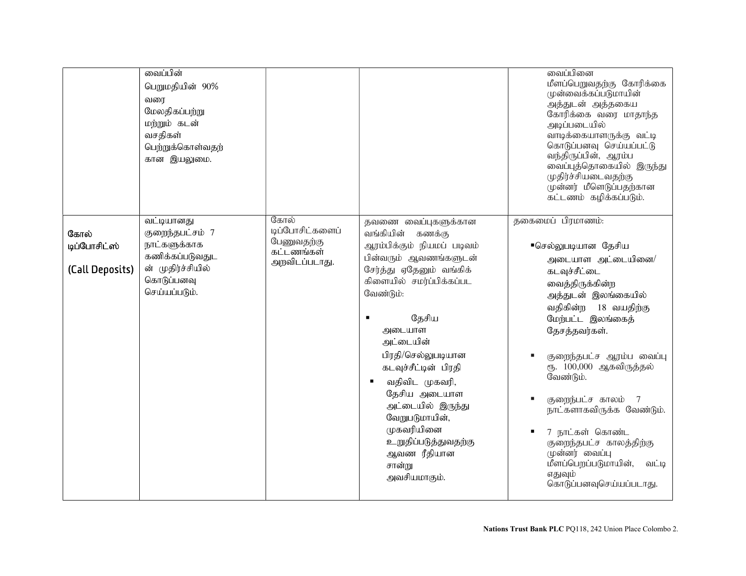| | | | | |
|---|---|---|---|---|
| | வைப்பின் பெறுமதியின் 90% வரை மேலதிகப்பற்று மற்றும் கடன் வசதிகள் பெற்றுக்கொள்வதற்கான இயலுமை. | | | வைப்பினை மீளப்பெறுவதற்கு கோரிக்கை முன்வைக்கப்படுமாயின் அத்துடன் அத்தகைய கோரிக்கை வரை மாதாந்த அடிப்படையில் வாடிக்கையாளருக்கு வட்டி கொடுப்பனவு செய்யப்பட்டு வந்திருப்பின், ஆரம்ப வைப்புத்தொகையில் இருந்து முதிர்ச்சியடைவதற்கு முன்னர் மீளெடுப்பதற்கான கட்டணம் கழிக்கப்படும். |
| கோல் டிப்போசிட்ஸ் (Call Deposits) | வட்டியானது குறைந்தபட்சம் 7 நாட்களுக்காக கணிக்கப்படுவதுடன் முதிர்ச்சியில் கொடுப்பனவு செய்யப்படும். | கோல் டிப்போசிட்களைப் பேணுவதற்கு கட்டணங்கள் அறவிடப்படாது. | தவணை வைப்புகளுக்கான வங்கியின் கணக்கு ஆரம்பிக்கும் நியமப் படிவம் பின்வரும் ஆவணங்களுடன் சேர்த்து ஏதேனும் வங்கிக் கிளையில் சமர்ப்பிக்கப்பட வேண்டும்:<br>▪ தேசிய அடையாள அட்டையின் பிரதி/செல்லுபடியான கடவுச்சீட்டின் பிரதி<br>▪ வதிவிட முகவரி, தேசிய அடையாள அட்டையில் இருந்து வேறுபடுமாயின், முகவரியினை உறுதிப்படுத்துவதற்கு ஆவண ரீதியான சான்று அவசியமாகும். | தகைமைப் பிரமாணம்:<br>▪ செல்லுபடியான தேசிய அடையாள அட்டையினை/ கடவுச்சீட்டை வைத்திருக்கின்ற அத்துடன் இலங்கையில் வதிகின்ற 18 வயதிற்கு மேற்பட்ட இலங்கைத் தேசத்தவர்கள்.<br>▪ குறைந்தபட்ச ஆரம்ப வைப்பு ரூ. 100,000 ஆகவிருத்தல் வேண்டும்.<br>▪ குறைந்பட்ச காலம் 7 நாட்களாகவிருக்க வேண்டும்.<br>▪ 7 நாட்கள் கொண்ட குறைந்தபட்ச காலத்திற்கு முன்னர் வைப்பு மீளப்பெறப்படுமாயின், வட்டி எதுவும் கொடுப்பனவுசெய்யப்படாது. |

**Nations Trust Bank PLC** PQ118, 242 Union Place Colombo 2.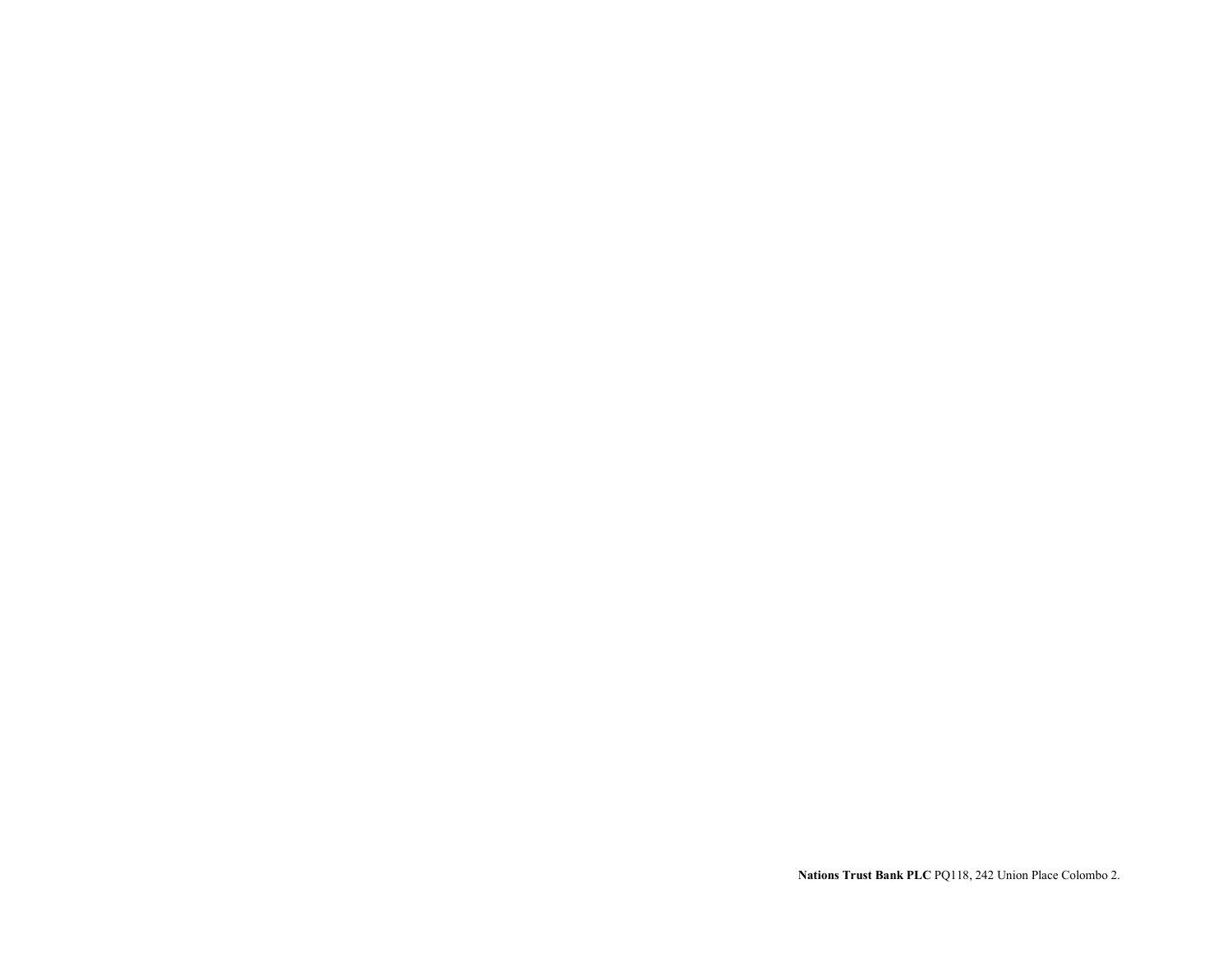**Nations Trust Bank PLC** PQ118, 242 Union Place Colombo 2.